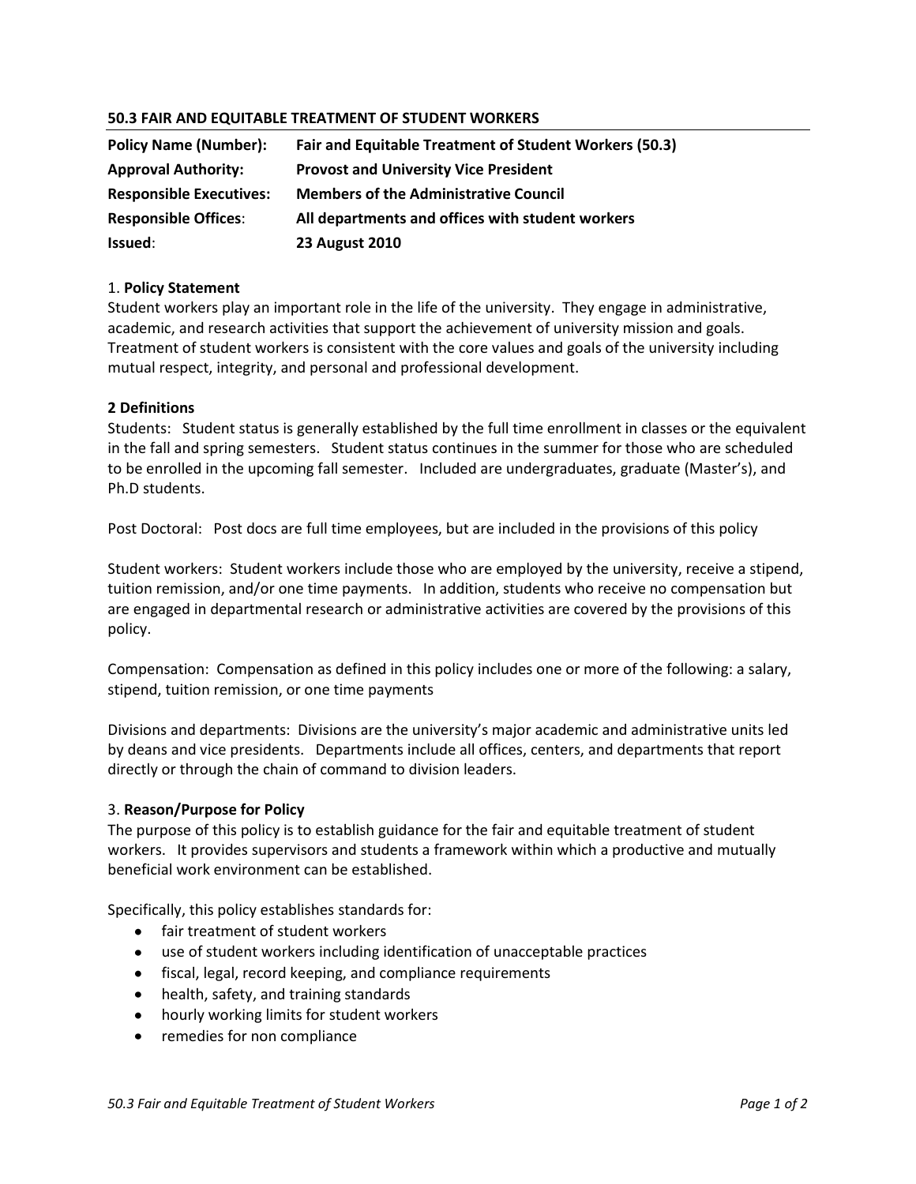## 50.3 FAIR AND EQUITABLE TREATMENT OF STUDENT WORKERS

| | |
|---|---|
| **Policy Name (Number):** | **Fair and Equitable Treatment of Student Workers (50.3)** |
| **Approval Authority:** | **Provost and University Vice President** |
| **Responsible Executives:** | **Members of the Administrative Council** |
| **Responsible Offices**: | **All departments and offices with student workers** |
| **Issued**: | **23 August 2010** |

### 1. **Policy Statement**

Student workers play an important role in the life of the university. They engage in administrative, academic, and research activities that support the achievement of university mission and goals. Treatment of student workers is consistent with the core values and goals of the university including mutual respect, integrity, and personal and professional development.

### 2 Definitions

Students: Student status is generally established by the full time enrollment in classes or the equivalent in the fall and spring semesters. Student status continues in the summer for those who are scheduled to be enrolled in the upcoming fall semester. Included are undergraduates, graduate (Master's), and Ph.D students.

Post Doctoral: Post docs are full time employees, but are included in the provisions of this policy

Student workers: Student workers include those who are employed by the university, receive a stipend, tuition remission, and/or one time payments. In addition, students who receive no compensation but are engaged in departmental research or administrative activities are covered by the provisions of this policy.

Compensation: Compensation as defined in this policy includes one or more of the following: a salary, stipend, tuition remission, or one time payments

Divisions and departments: Divisions are the university's major academic and administrative units led by deans and vice presidents. Departments include all offices, centers, and departments that report directly or through the chain of command to division leaders.

### 3. **Reason/Purpose for Policy**

The purpose of this policy is to establish guidance for the fair and equitable treatment of student workers. It provides supervisors and students a framework within which a productive and mutually beneficial work environment can be established.

Specifically, this policy establishes standards for:

- fair treatment of student workers
- use of student workers including identification of unacceptable practices
- fiscal, legal, record keeping, and compliance requirements
- health, safety, and training standards
- hourly working limits for student workers
- remedies for non compliance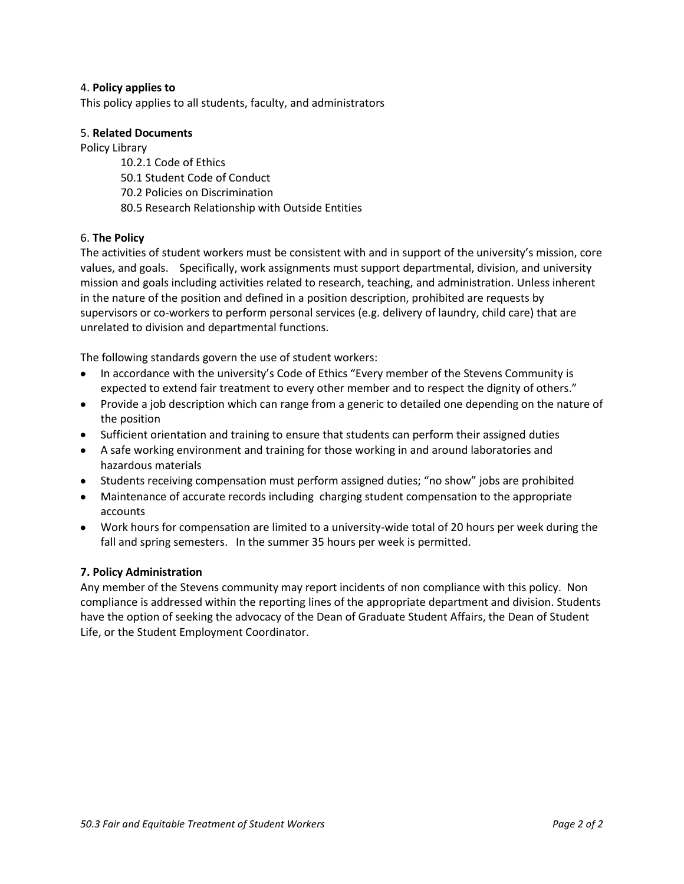4. **Policy applies to**

This policy applies to all students, faculty, and administrators

5. **Related Documents**

Policy Library

- 10.2.1 Code of Ethics
- 50.1 Student Code of Conduct
- 70.2 Policies on Discrimination
- 80.5 Research Relationship with Outside Entities

6. **The Policy**

The activities of student workers must be consistent with and in support of the university's mission, core values, and goals. Specifically, work assignments must support departmental, division, and university mission and goals including activities related to research, teaching, and administration. Unless inherent in the nature of the position and defined in a position description, prohibited are requests by supervisors or co-workers to perform personal services (e.g. delivery of laundry, child care) that are unrelated to division and departmental functions.

The following standards govern the use of student workers:

- In accordance with the university's Code of Ethics "Every member of the Stevens Community is expected to extend fair treatment to every other member and to respect the dignity of others."
- Provide a job description which can range from a generic to detailed one depending on the nature of the position
- Sufficient orientation and training to ensure that students can perform their assigned duties
- A safe working environment and training for those working in and around laboratories and hazardous materials
- Students receiving compensation must perform assigned duties; "no show" jobs are prohibited
- Maintenance of accurate records including charging student compensation to the appropriate accounts
- Work hours for compensation are limited to a university-wide total of 20 hours per week during the fall and spring semesters. In the summer 35 hours per week is permitted.

**7. Policy Administration**

Any member of the Stevens community may report incidents of non compliance with this policy. Non compliance is addressed within the reporting lines of the appropriate department and division. Students have the option of seeking the advocacy of the Dean of Graduate Student Affairs, the Dean of Student Life, or the Student Employment Coordinator.